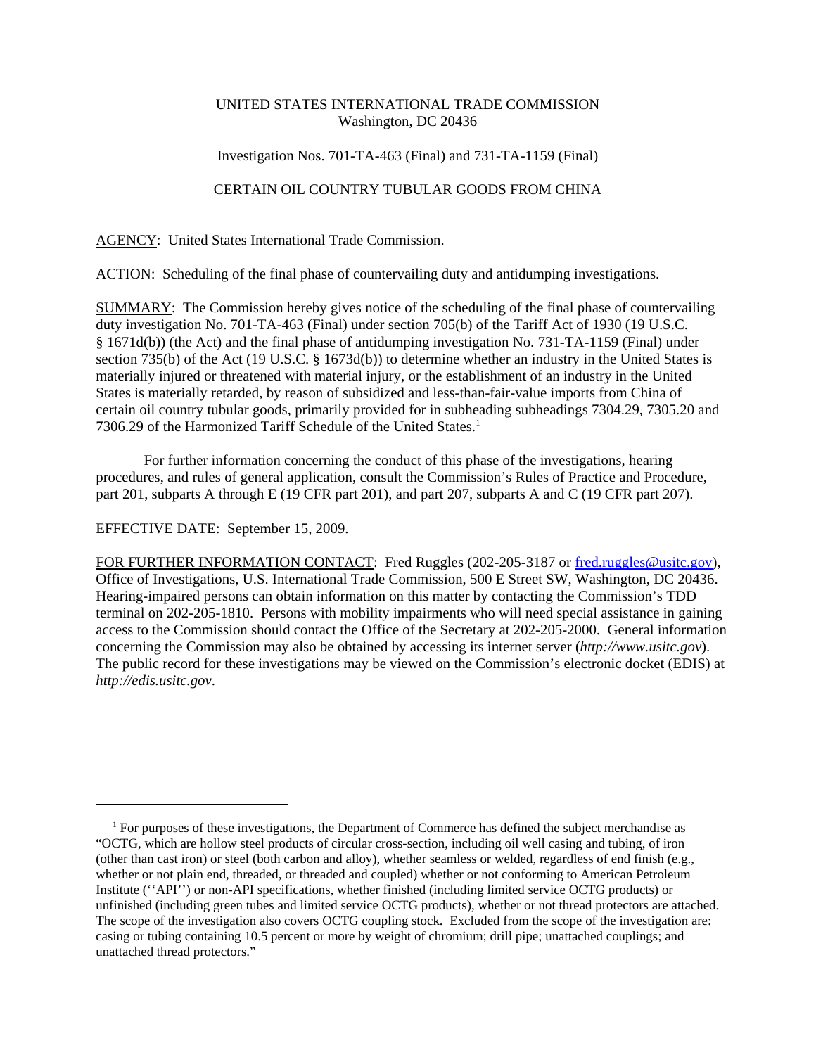UNITED STATES INTERNATIONAL TRADE COMMISSION
Washington, DC 20436

Investigation Nos. 701-TA-463 (Final) and 731-TA-1159 (Final)

CERTAIN OIL COUNTRY TUBULAR GOODS FROM CHINA

AGENCY: United States International Trade Commission.

ACTION: Scheduling of the final phase of countervailing duty and antidumping investigations.

SUMMARY: The Commission hereby gives notice of the scheduling of the final phase of countervailing duty investigation No. 701-TA-463 (Final) under section 705(b) of the Tariff Act of 1930 (19 U.S.C. § 1671d(b)) (the Act) and the final phase of antidumping investigation No. 731-TA-1159 (Final) under section 735(b) of the Act (19 U.S.C. § 1673d(b)) to determine whether an industry in the United States is materially injured or threatened with material injury, or the establishment of an industry in the United States is materially retarded, by reason of subsidized and less-than-fair-value imports from China of certain oil country tubular goods, primarily provided for in subheading subheadings 7304.29, 7305.20 and 7306.29 of the Harmonized Tariff Schedule of the United States.[1]

For further information concerning the conduct of this phase of the investigations, hearing procedures, and rules of general application, consult the Commission's Rules of Practice and Procedure, part 201, subparts A through E (19 CFR part 201), and part 207, subparts A and C (19 CFR part 207).

EFFECTIVE DATE: September 15, 2009.

FOR FURTHER INFORMATION CONTACT: Fred Ruggles (202-205-3187 or fred.ruggles@usitc.gov), Office of Investigations, U.S. International Trade Commission, 500 E Street SW, Washington, DC 20436. Hearing-impaired persons can obtain information on this matter by contacting the Commission's TDD terminal on 202-205-1810. Persons with mobility impairments who will need special assistance in gaining access to the Commission should contact the Office of the Secretary at 202-205-2000. General information concerning the Commission may also be obtained by accessing its internet server (*http://www.usitc.gov*). The public record for these investigations may be viewed on the Commission's electronic docket (EDIS) at *http://edis.usitc.gov*.

---

[1] For purposes of these investigations, the Department of Commerce has defined the subject merchandise as "OCTG, which are hollow steel products of circular cross-section, including oil well casing and tubing, of iron (other than cast iron) or steel (both carbon and alloy), whether seamless or welded, regardless of end finish (e.g., whether or not plain end, threaded, or threaded and coupled) whether or not conforming to American Petroleum Institute (''API'') or non-API specifications, whether finished (including limited service OCTG products) or unfinished (including green tubes and limited service OCTG products), whether or not thread protectors are attached. The scope of the investigation also covers OCTG coupling stock. Excluded from the scope of the investigation are: casing or tubing containing 10.5 percent or more by weight of chromium; drill pipe; unattached couplings; and unattached thread protectors."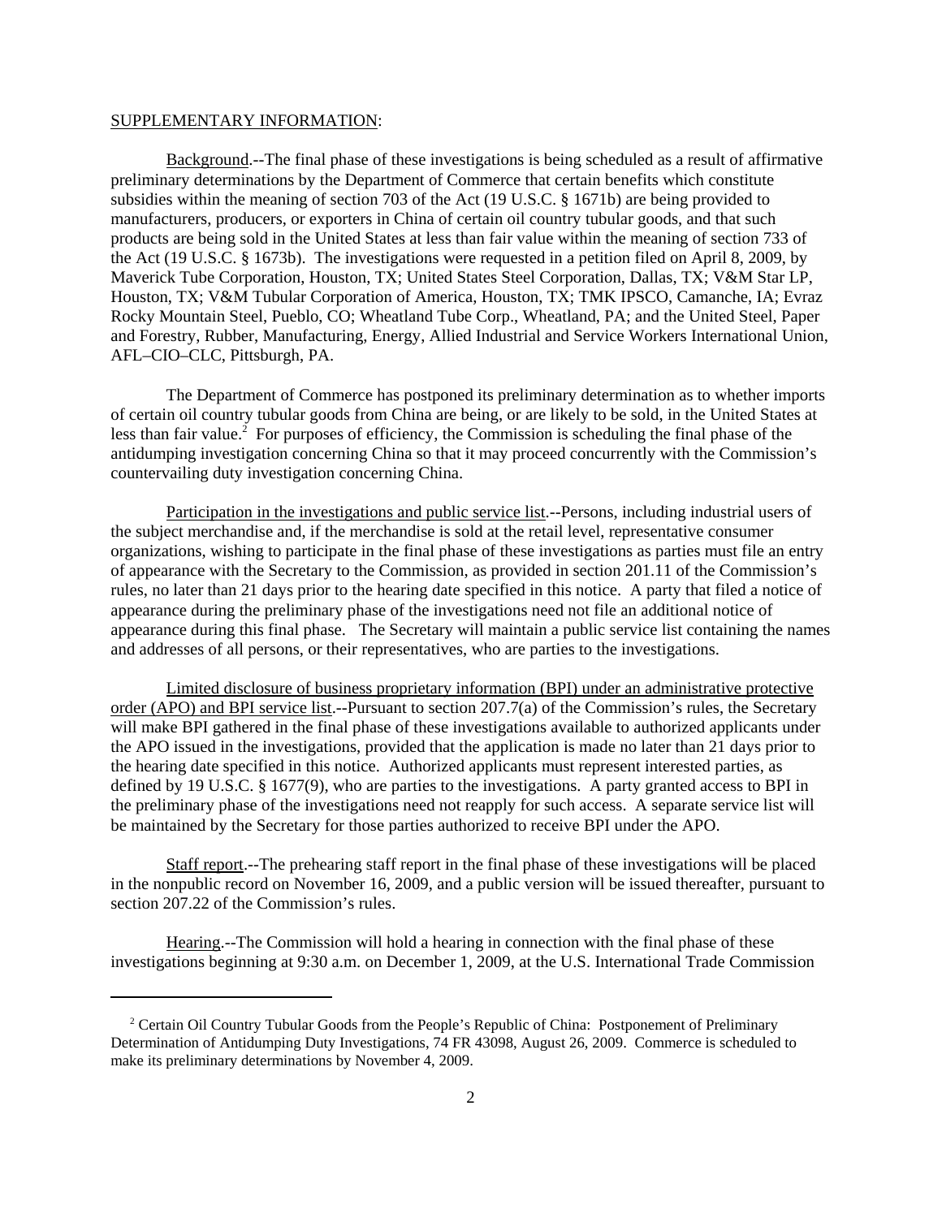SUPPLEMENTARY INFORMATION:

Background.--The final phase of these investigations is being scheduled as a result of affirmative preliminary determinations by the Department of Commerce that certain benefits which constitute subsidies within the meaning of section 703 of the Act (19 U.S.C. § 1671b) are being provided to manufacturers, producers, or exporters in China of certain oil country tubular goods, and that such products are being sold in the United States at less than fair value within the meaning of section 733 of the Act (19 U.S.C. § 1673b). The investigations were requested in a petition filed on April 8, 2009, by Maverick Tube Corporation, Houston, TX; United States Steel Corporation, Dallas, TX; V&M Star LP, Houston, TX; V&M Tubular Corporation of America, Houston, TX; TMK IPSCO, Camanche, IA; Evraz Rocky Mountain Steel, Pueblo, CO; Wheatland Tube Corp., Wheatland, PA; and the United Steel, Paper and Forestry, Rubber, Manufacturing, Energy, Allied Industrial and Service Workers International Union, AFL–CIO–CLC, Pittsburgh, PA.

The Department of Commerce has postponed its preliminary determination as to whether imports of certain oil country tubular goods from China are being, or are likely to be sold, in the United States at less than fair value.[2] For purposes of efficiency, the Commission is scheduling the final phase of the antidumping investigation concerning China so that it may proceed concurrently with the Commission's countervailing duty investigation concerning China.

Participation in the investigations and public service list.--Persons, including industrial users of the subject merchandise and, if the merchandise is sold at the retail level, representative consumer organizations, wishing to participate in the final phase of these investigations as parties must file an entry of appearance with the Secretary to the Commission, as provided in section 201.11 of the Commission's rules, no later than 21 days prior to the hearing date specified in this notice. A party that filed a notice of appearance during the preliminary phase of the investigations need not file an additional notice of appearance during this final phase. The Secretary will maintain a public service list containing the names and addresses of all persons, or their representatives, who are parties to the investigations.

Limited disclosure of business proprietary information (BPI) under an administrative protective order (APO) and BPI service list.--Pursuant to section 207.7(a) of the Commission's rules, the Secretary will make BPI gathered in the final phase of these investigations available to authorized applicants under the APO issued in the investigations, provided that the application is made no later than 21 days prior to the hearing date specified in this notice. Authorized applicants must represent interested parties, as defined by 19 U.S.C. § 1677(9), who are parties to the investigations. A party granted access to BPI in the preliminary phase of the investigations need not reapply for such access. A separate service list will be maintained by the Secretary for those parties authorized to receive BPI under the APO.

Staff report.--The prehearing staff report in the final phase of these investigations will be placed in the nonpublic record on November 16, 2009, and a public version will be issued thereafter, pursuant to section 207.22 of the Commission's rules.

Hearing.--The Commission will hold a hearing in connection with the final phase of these investigations beginning at 9:30 a.m. on December 1, 2009, at the U.S. International Trade Commission

---

[2] Certain Oil Country Tubular Goods from the People's Republic of China: Postponement of Preliminary Determination of Antidumping Duty Investigations, 74 FR 43098, August 26, 2009. Commerce is scheduled to make its preliminary determinations by November 4, 2009.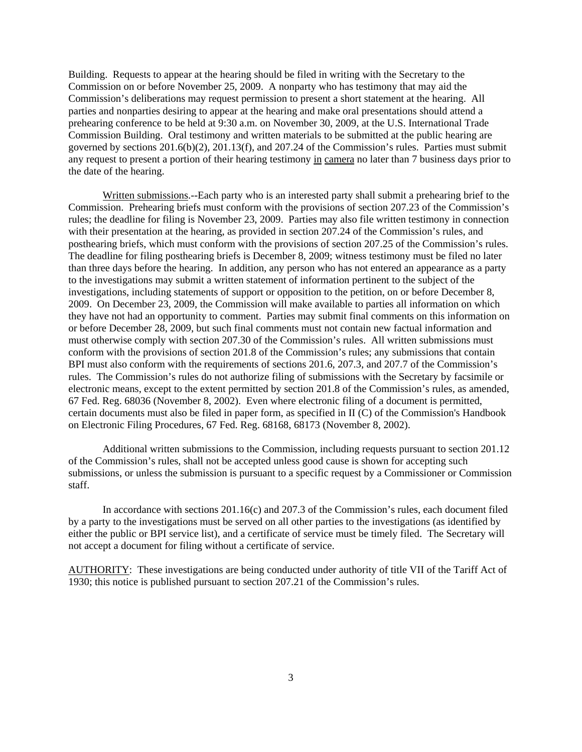Building. Requests to appear at the hearing should be filed in writing with the Secretary to the Commission on or before November 25, 2009. A nonparty who has testimony that may aid the Commission's deliberations may request permission to present a short statement at the hearing. All parties and nonparties desiring to appear at the hearing and make oral presentations should attend a prehearing conference to be held at 9:30 a.m. on November 30, 2009, at the U.S. International Trade Commission Building. Oral testimony and written materials to be submitted at the public hearing are governed by sections 201.6(b)(2), 201.13(f), and 207.24 of the Commission's rules. Parties must submit any request to present a portion of their hearing testimony in camera no later than 7 business days prior to the date of the hearing.

Written submissions.--Each party who is an interested party shall submit a prehearing brief to the Commission. Prehearing briefs must conform with the provisions of section 207.23 of the Commission's rules; the deadline for filing is November 23, 2009. Parties may also file written testimony in connection with their presentation at the hearing, as provided in section 207.24 of the Commission's rules, and posthearing briefs, which must conform with the provisions of section 207.25 of the Commission's rules. The deadline for filing posthearing briefs is December 8, 2009; witness testimony must be filed no later than three days before the hearing. In addition, any person who has not entered an appearance as a party to the investigations may submit a written statement of information pertinent to the subject of the investigations, including statements of support or opposition to the petition, on or before December 8, 2009. On December 23, 2009, the Commission will make available to parties all information on which they have not had an opportunity to comment. Parties may submit final comments on this information on or before December 28, 2009, but such final comments must not contain new factual information and must otherwise comply with section 207.30 of the Commission's rules. All written submissions must conform with the provisions of section 201.8 of the Commission's rules; any submissions that contain BPI must also conform with the requirements of sections 201.6, 207.3, and 207.7 of the Commission's rules. The Commission's rules do not authorize filing of submissions with the Secretary by facsimile or electronic means, except to the extent permitted by section 201.8 of the Commission's rules, as amended, 67 Fed. Reg. 68036 (November 8, 2002). Even where electronic filing of a document is permitted, certain documents must also be filed in paper form, as specified in II (C) of the Commission's Handbook on Electronic Filing Procedures, 67 Fed. Reg. 68168, 68173 (November 8, 2002).

Additional written submissions to the Commission, including requests pursuant to section 201.12 of the Commission's rules, shall not be accepted unless good cause is shown for accepting such submissions, or unless the submission is pursuant to a specific request by a Commissioner or Commission staff.

In accordance with sections 201.16(c) and 207.3 of the Commission's rules, each document filed by a party to the investigations must be served on all other parties to the investigations (as identified by either the public or BPI service list), and a certificate of service must be timely filed. The Secretary will not accept a document for filing without a certificate of service.

AUTHORITY: These investigations are being conducted under authority of title VII of the Tariff Act of 1930; this notice is published pursuant to section 207.21 of the Commission's rules.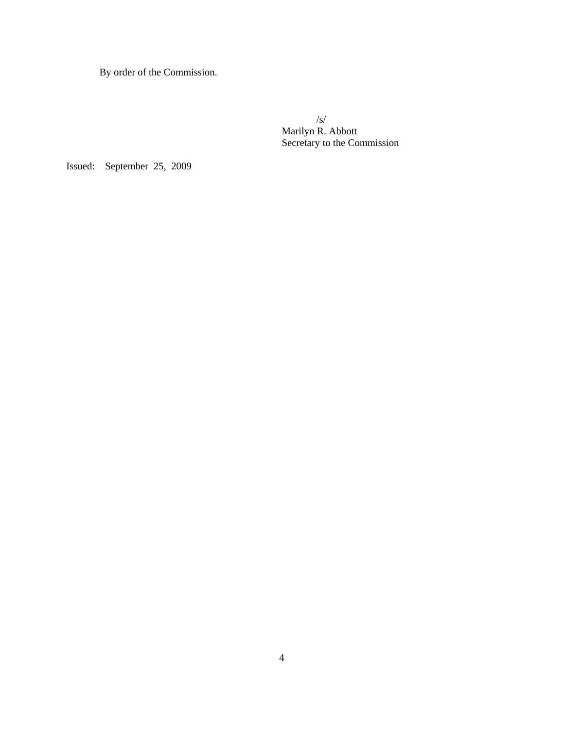By order of the Commission.

/s/
Marilyn R. Abbott
Secretary to the Commission

Issued: September 25, 2009